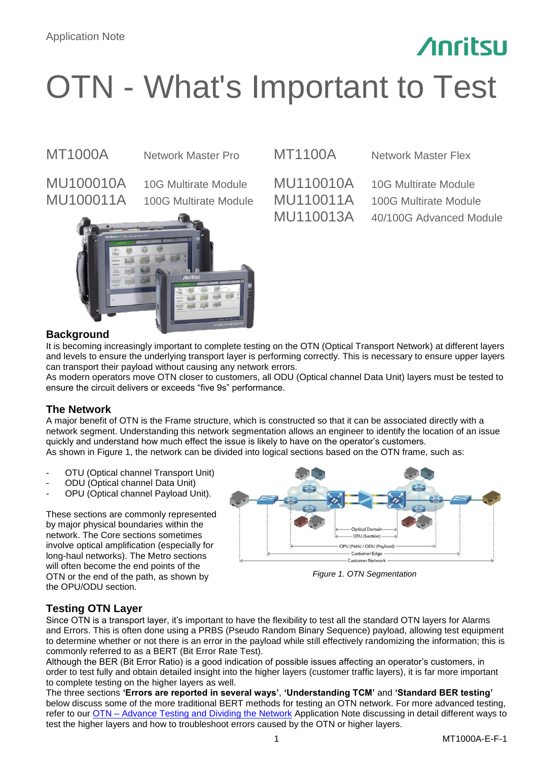Application Note

# OTN - What's Important to Test

| | | | |
|---|---|---|---|
| MT1000A | Network Master Pro | MT1100A | Network Master Flex |
| MU100010A | 10G Multirate Module | MU110010A | 10G Multirate Module |
| MU100011A | 100G Multirate Module | MU110011A | 100G Multirate Module |
| | | MU110013A | 40/100G Advanced Module |

## Background

It is becoming increasingly important to complete testing on the OTN (Optical Transport Network) at different layers and levels to ensure the underlying transport layer is performing correctly. This is necessary to ensure upper layers can transport their payload without causing any network errors.
As modern operators move OTN closer to customers, all ODU (Optical channel Data Unit) layers must be tested to ensure the circuit delivers or exceeds "five 9s" performance.

## The Network

A major benefit of OTN is the Frame structure, which is constructed so that it can be associated directly with a network segment. Understanding this network segmentation allows an engineer to identify the location of an issue quickly and understand how much effect the issue is likely to have on the operator's customers.
As shown in Figure 1, the network can be divided into logical sections based on the OTN frame, such as:

- OTU (Optical channel Transport Unit)
- ODU (Optical channel Data Unit)
- OPU (Optical channel Payload Unit).

These sections are commonly represented by major physical boundaries within the network. The Core sections sometimes involve optical amplification (especially for long-haul networks). The Metro sections will often become the end points of the OTN or the end of the path, as shown by the OPU/ODU section.

Optical Domain
OTU (Section)
OPU (Path) / ODU (Payload)
Customer Edge
Customer Network

*Figure 1. OTN Segmentation*

## Testing OTN Layer

Since OTN is a transport layer, it's important to have the flexibility to test all the standard OTN layers for Alarms and Errors. This is often done using a PRBS (Pseudo Random Binary Sequence) payload, allowing test equipment to determine whether or not there is an error in the payload while still effectively randomizing the information; this is commonly referred to as a BERT (Bit Error Rate Test).
Although the BER (Bit Error Ratio) is a good indication of possible issues affecting an operator's customers, in order to test fully and obtain detailed insight into the higher layers (customer traffic layers), it is far more important to complete testing on the higher layers as well.
The three sections **'Errors are reported in several ways'**, **'Understanding TCM'** and **'Standard BER testing'** below discuss some of the more traditional BERT methods for testing an OTN network. For more advanced testing, refer to our OTN – Advance Testing and Dividing the Network Application Note discussing in detail different ways to test the higher layers and how to troubleshoot errors caused by the OTN or higher layers.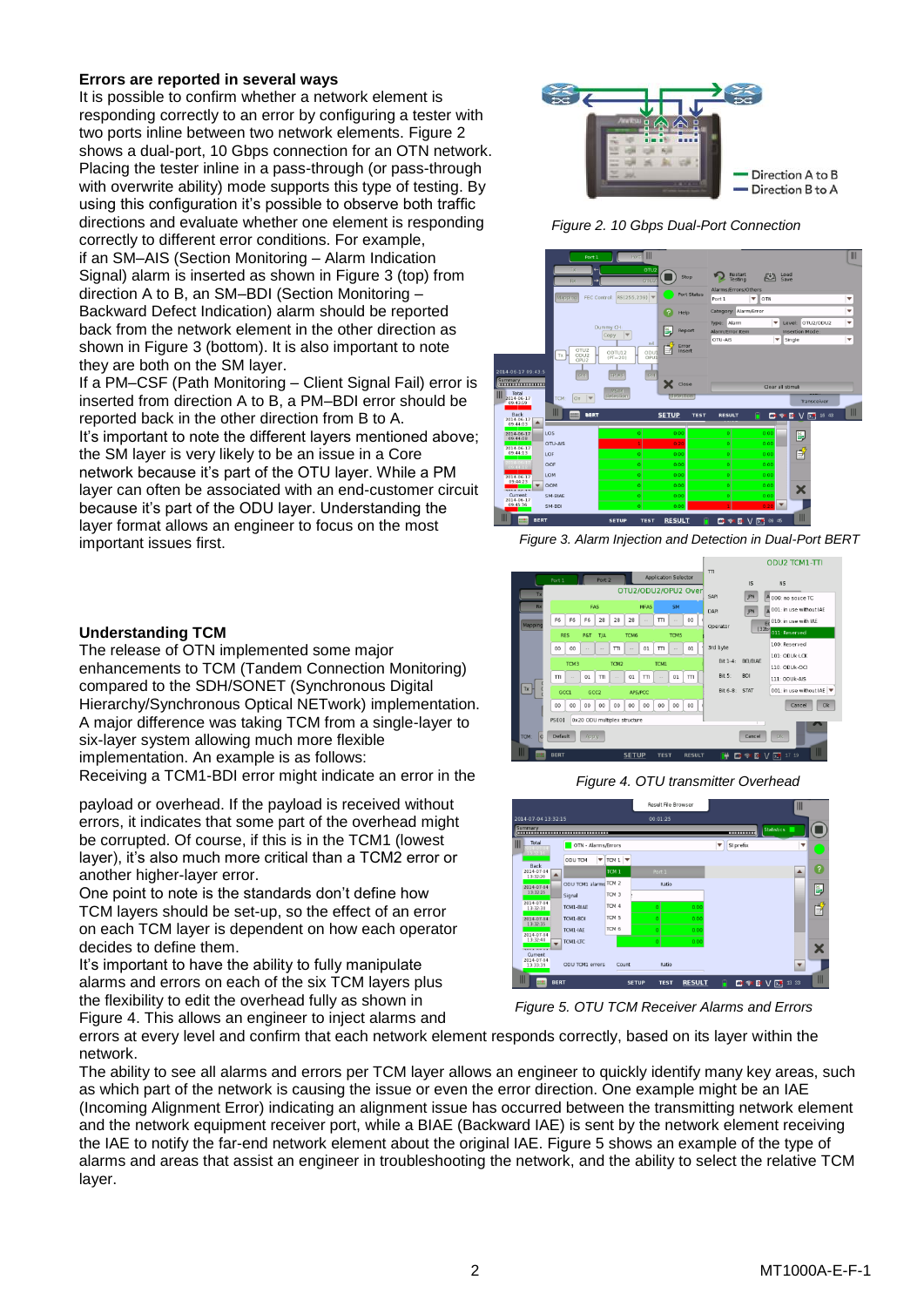**Errors are reported in several ways**

It is possible to confirm whether a network element is responding correctly to an error by configuring a tester with two ports inline between two network elements. Figure 2 shows a dual-port, 10 Gbps connection for an OTN network. Placing the tester inline in a pass-through (or pass-through with overwrite ability) mode supports this type of testing. By using this configuration it's possible to observe both traffic directions and evaluate whether one element is responding correctly to different error conditions. For example, if an SM–AIS (Section Monitoring – Alarm Indication Signal) alarm is inserted as shown in Figure 3 (top) from direction A to B, an SM–BDI (Section Monitoring – Backward Defect Indication) alarm should be reported back from the network element in the other direction as shown in Figure 3 (bottom). It is also important to note they are both on the SM layer.

If a PM–CSF (Path Monitoring – Client Signal Fail) error is inserted from direction A to B, a PM–BDI error should be reported back in the other direction from B to A.

It's important to note the different layers mentioned above; the SM layer is very likely to be an issue in a Core network because it's part of the OTU layer. While a PM layer can often be associated with an end-customer circuit because it's part of the ODU layer. Understanding the layer format allows an engineer to focus on the most important issues first.

Direction A to B
Direction B to A

*Figure 2. 10 Gbps Dual-Port Connection*

*Figure 3. Alarm Injection and Detection in Dual-Port BERT*

**Understanding TCM**

The release of OTN implemented some major enhancements to TCM (Tandem Connection Monitoring) compared to the SDH/SONET (Synchronous Digital Hierarchy/Synchronous Optical NETwork) implementation. A major difference was taking TCM from a single-layer to six-layer system allowing much more flexible implementation. An example is as follows:

Receiving a TCM1-BDI error might indicate an error in the payload or overhead. If the payload is received without errors, it indicates that some part of the overhead might be corrupted. Of course, if this is in the TCM1 (lowest layer), it's also much more critical than a TCM2 error or another higher-layer error.

One point to note is the standards don't define how TCM layers should be set-up, so the effect of an error on each TCM layer is dependent on how each operator decides to define them.

It's important to have the ability to fully manipulate alarms and errors on each of the six TCM layers plus the flexibility to edit the overhead fully as shown in Figure 4. This allows an engineer to inject alarms and errors at every level and confirm that each network element responds correctly, based on its layer within the network.

*Figure 4. OTU transmitter Overhead*

*Figure 5. OTU TCM Receiver Alarms and Errors*

The ability to see all alarms and errors per TCM layer allows an engineer to quickly identify many key areas, such as which part of the network is causing the issue or even the error direction. One example might be an IAE (Incoming Alignment Error) indicating an alignment issue has occurred between the transmitting network element and the network equipment receiver port, while a BIAE (Backward IAE) is sent by the network element receiving the IAE to notify the far-end network element about the original IAE. Figure 5 shows an example of the type of alarms and areas that assist an engineer in troubleshooting the network, and the ability to select the relative TCM layer.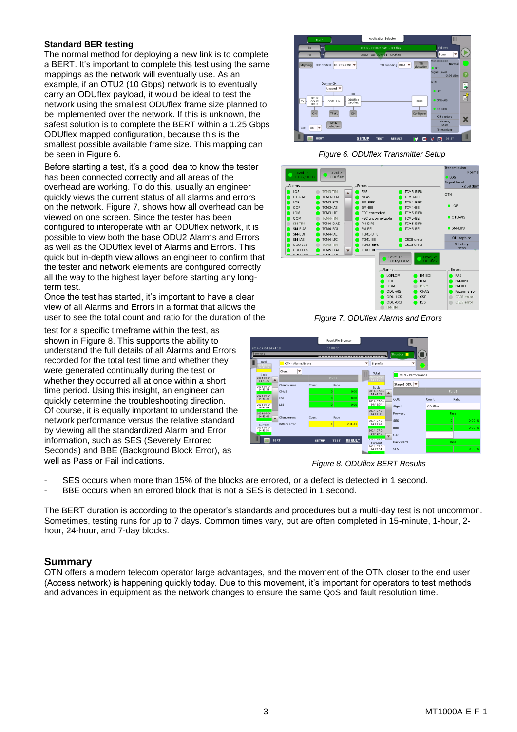### Standard BER testing

The normal method for deploying a new link is to complete a BERT. It's important to complete this test using the same mappings as the network will eventually use. As an example, if an OTU2 (10 Gbps) network is to eventually carry an ODUflex payload, it would be ideal to test the network using the smallest ODUflex frame size planned to be implemented over the network. If this is unknown, the safest solution is to complete the BERT within a 1.25 Gbps ODUflex mapped configuration, because this is the smallest possible available frame size. This mapping can be seen in Figure 6.

Before starting a test, it's a good idea to know the tester has been connected correctly and all areas of the overhead are working. To do this, usually an engineer quickly views the current status of all alarms and errors on the network. Figure 7, shows how all overhead can be viewed on one screen. Since the tester has been configured to interoperate with an ODUflex network, it is possible to view both the base ODU2 Alarms and Errors as well as the ODUflex level of Alarms and Errors. This quick but in-depth view allows an engineer to confirm that the tester and network elements are configured correctly all the way to the highest layer before starting any long-term test.

Once the test has started, it's important to have a clear view of all Alarms and Errors in a format that allows the user to see the total count and ratio for the duration of the test for a specific timeframe within the test, as shown in Figure 8. This supports the ability to understand the full details of all Alarms and Errors recorded for the total test time and whether they were generated continually during the test or whether they occurred all at once within a short time period. Using this insight, an engineer can quickly determine the troubleshooting direction. Of course, it is equally important to understand the network performance versus the relative standard by viewing all the standardized Alarm and Error information, such as SES (Severely Errored Seconds) and BBE (Background Block Error), as well as Pass or Fail indications.

*Figure 6. ODUflex Transmitter Setup*

*Figure 7. ODUflex Alarms and Errors*

*Figure 8. ODUflex BERT Results*

- SES occurs when more than 15% of the blocks are errored, or a defect is detected in 1 second.
- BBE occurs when an errored block that is not a SES is detected in 1 second.

The BERT duration is according to the operator's standards and procedures but a multi-day test is not uncommon. Sometimes, testing runs for up to 7 days. Common times vary, but are often completed in 15-minute, 1-hour, 2-hour, 24-hour, and 7-day blocks.

## Summary

OTN offers a modern telecom operator large advantages, and the movement of the OTN closer to the end user (Access network) is happening quickly today. Due to this movement, it's important for operators to test methods and advances in equipment as the network changes to ensure the same QoS and fault resolution time.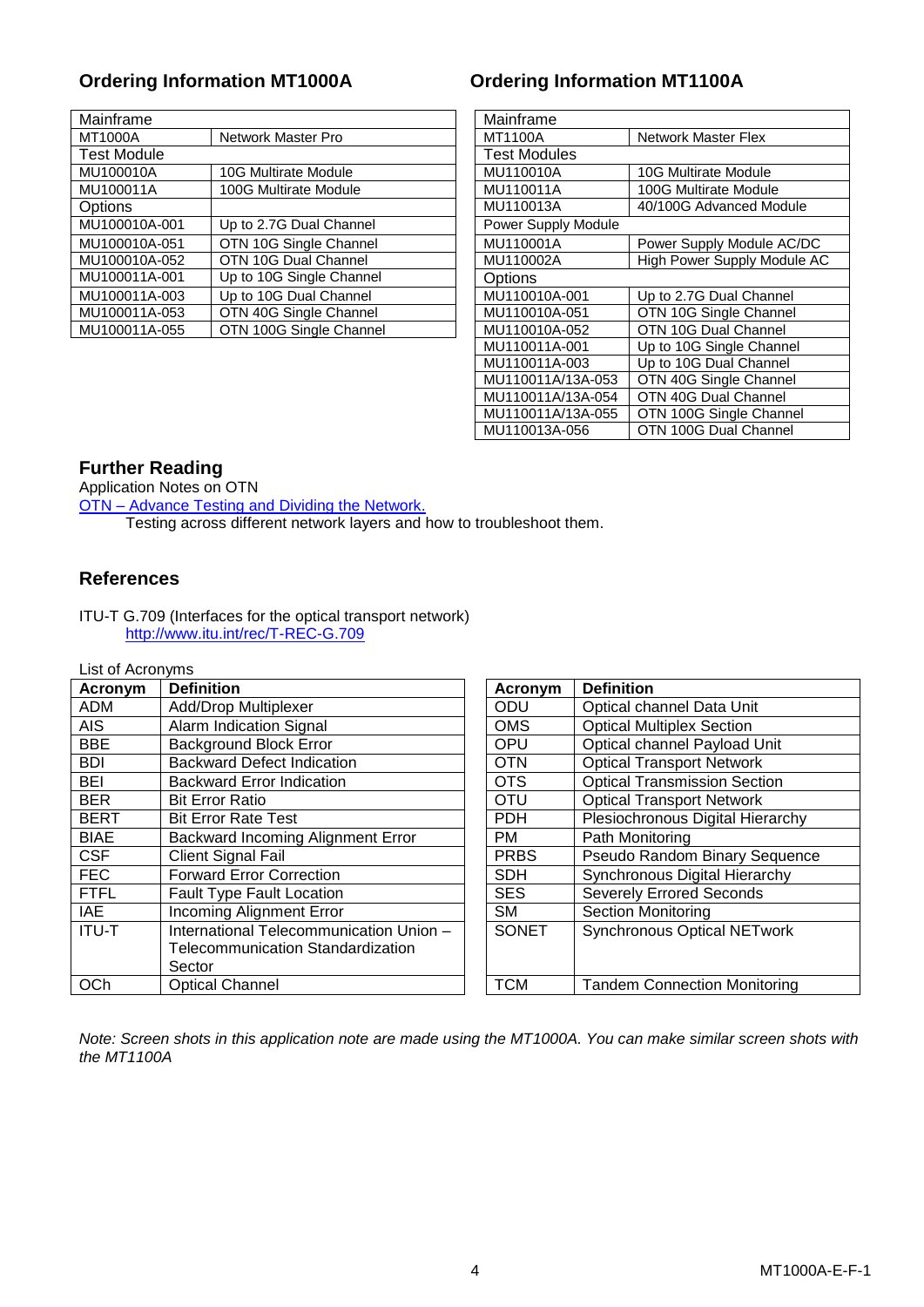## Ordering Information MT1000A

| | |
|---|---|
| Mainframe | |
| MT1000A | Network Master Pro |
| Test Module | |
| MU100010A | 10G Multirate Module |
| MU100011A | 100G Multirate Module |
| Options | |
| MU100010A-001 | Up to 2.7G Dual Channel |
| MU100010A-051 | OTN 10G Single Channel |
| MU100010A-052 | OTN 10G Dual Channel |
| MU100011A-001 | Up to 10G Single Channel |
| MU100011A-003 | Up to 10G Dual Channel |
| MU100011A-053 | OTN 40G Single Channel |
| MU100011A-055 | OTN 100G Single Channel |

## Ordering Information MT1100A

| | |
|---|---|
| Mainframe | |
| MT1100A | Network Master Flex |
| Test Modules | |
| MU110010A | 10G Multirate Module |
| MU110011A | 100G Multirate Module |
| MU110013A | 40/100G Advanced Module |
| Power Supply Module | |
| MU110001A | Power Supply Module AC/DC |
| MU110002A | High Power Supply Module AC |
| Options | |
| MU110010A-001 | Up to 2.7G Dual Channel |
| MU110010A-051 | OTN 10G Single Channel |
| MU110010A-052 | OTN 10G Dual Channel |
| MU110011A-001 | Up to 10G Single Channel |
| MU110011A-003 | Up to 10G Dual Channel |
| MU110011A/13A-053 | OTN 40G Single Channel |
| MU110011A/13A-054 | OTN 40G Dual Channel |
| MU110011A/13A-055 | OTN 100G Single Channel |
| MU110013A-056 | OTN 100G Dual Channel |

## Further Reading

Application Notes on OTN

OTN – Advance Testing and Dividing the Network.

Testing across different network layers and how to troubleshoot them.

## References

ITU-T G.709 (Interfaces for the optical transport network)
http://www.itu.int/rec/T-REC-G.709

List of Acronyms

| Acronym | Definition |
|---|---|
| ADM | Add/Drop Multiplexer |
| AIS | Alarm Indication Signal |
| BBE | Background Block Error |
| BDI | Backward Defect Indication |
| BEI | Backward Error Indication |
| BER | Bit Error Ratio |
| BERT | Bit Error Rate Test |
| BIAE | Backward Incoming Alignment Error |
| CSF | Client Signal Fail |
| FEC | Forward Error Correction |
| FTFL | Fault Type Fault Location |
| IAE | Incoming Alignment Error |
| ITU-T | International Telecommunication Union – Telecommunication Standardization Sector |
| OCh | Optical Channel |
| ODU | Optical channel Data Unit |
| OMS | Optical Multiplex Section |
| OPU | Optical channel Payload Unit |
| OTN | Optical Transport Network |
| OTS | Optical Transmission Section |
| OTU | Optical Transport Network |
| PDH | Plesiochronous Digital Hierarchy |
| PM | Path Monitoring |
| PRBS | Pseudo Random Binary Sequence |
| SDH | Synchronous Digital Hierarchy |
| SES | Severely Errored Seconds |
| SM | Section Monitoring |
| SONET | Synchronous Optical NETwork |
| TCM | Tandem Connection Monitoring |

*Note: Screen shots in this application note are made using the MT1000A. You can make similar screen shots with the MT1100A*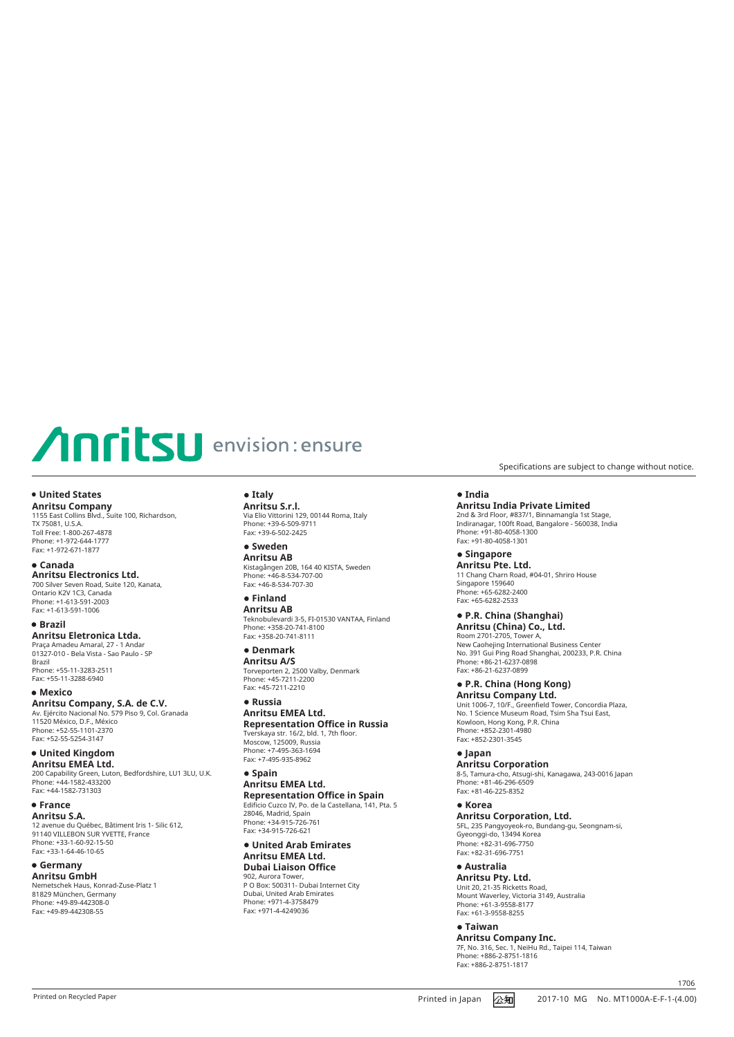Anritsu envision : ensure

Specifications are subject to change without notice.

**• United States**
**Anritsu Company**
1155 East Collins Blvd., Suite 100, Richardson, TX 75081, U.S.A.
Toll Free: 1-800-267-4878
Phone: +1-972-644-1777
Fax: +1-972-671-1877

**• Canada**
**Anritsu Electronics Ltd.**
700 Silver Seven Road, Suite 120, Kanata, Ontario K2V 1C3, Canada
Phone: +1-613-591-2003
Fax: +1-613-591-1006

**• Brazil**
**Anritsu Eletronica Ltda.**
Praça Amadeu Amaral, 27 - 1 Andar
01327-010 - Bela Vista - Sao Paulo - SP
Brazil
Phone: +55-11-3283-2511
Fax: +55-11-3288-6940

**• Mexico**
**Anritsu Company, S.A. de C.V.**
Av. Ejército Nacional No. 579 Piso 9, Col. Granada
11520 México, D.F., México
Phone: +52-55-1101-2370
Fax: +52-55-5254-3147

**• United Kingdom**
**Anritsu EMEA Ltd.**
200 Capability Green, Luton, Bedfordshire, LU1 3LU, U.K.
Phone: +44-1582-433200
Fax: +44-1582-731303

**• France**
**Anritsu S.A.**
12 avenue du Québec, Bâtiment Iris 1- Silic 612,
91140 VILLEBON SUR YVETTE, France
Phone: +33-1-60-92-15-50
Fax: +33-1-64-46-10-65

**• Germany**
**Anritsu GmbH**
Nemetschek Haus, Konrad-Zuse-Platz 1
81829 München, Germany
Phone: +49-89-442308-0
Fax: +49-89-442308-55

**• Italy**
**Anritsu S.r.l.**
Via Elio Vittorini 129, 00144 Roma, Italy
Phone: +39-6-509-9711
Fax: +39-6-502-2425

**• Sweden**
**Anritsu AB**
Kistagången 20B, 164 40 KISTA, Sweden
Phone: +46-8-534-707-00
Fax: +46-8-534-707-30

**• Finland**
**Anritsu AB**
Teknobulevardi 3-5, FI-01530 VANTAA, Finland
Phone: +358-20-741-8100
Fax: +358-20-741-8111

**• Denmark**
**Anritsu A/S**
Torveporten 2, 2500 Valby, Denmark
Phone: +45-7211-2200
Fax: +45-7211-2210

**• Russia**
**Anritsu EMEA Ltd.**
**Representation Office in Russia**
Tverskaya str. 16/2, bld. 1, 7th floor.
Moscow, 125009, Russia
Phone: +7-495-363-1694
Fax: +7-495-935-8962

**• Spain**
**Anritsu EMEA Ltd.**
**Representation Office in Spain**
Edificio Cuzco IV, Po. de la Castellana, 141, Pta. 5
28046, Madrid, Spain
Phone: +34-915-726-761
Fax: +34-915-726-621

**• United Arab Emirates**
**Anritsu EMEA Ltd.**
**Dubai Liaison Office**
902, Aurora Tower,
P O Box: 500311- Dubai Internet City
Dubai, United Arab Emirates
Phone: +971-4-3758479
Fax: +971-4-4249036

**• India**
**Anritsu India Private Limited**
2nd & 3rd Floor, #837/1, Binnamangla 1st Stage, Indiranagar, 100ft Road, Bangalore - 560038, India
Phone: +91-80-4058-1300
Fax: +91-80-4058-1301

**• Singapore**
**Anritsu Pte. Ltd.**
11 Chang Charn Road, #04-01, Shriro House
Singapore 159640
Phone: +65-6282-2400
Fax: +65-6282-2533

**• P.R. China (Shanghai)**
**Anritsu (China) Co., Ltd.**
Room 2701-2705, Tower A,
New Caohejing International Business Center
No. 391 Gui Ping Road Shanghai, 200233, P.R. China
Phone: +86-21-6237-0898
Fax: +86-21-6237-0899

**• P.R. China (Hong Kong)**
**Anritsu Company Ltd.**
Unit 1006-7, 10/F., Greenfield Tower, Concordia Plaza,
No. 1 Science Museum Road, Tsim Sha Tsui East,
Kowloon, Hong Kong, P.R. China
Phone: +852-2301-4980
Fax: +852-2301-3545

**• Japan**
**Anritsu Corporation**
8-5, Tamura-cho, Atsugi-shi, Kanagawa, 243-0016 Japan
Phone: +81-46-296-6509
Fax: +81-46-225-8352

**• Korea**
**Anritsu Corporation, Ltd.**
5FL, 235 Pangyoyeok-ro, Bundang-gu, Seongnam-si, Gyeonggi-do, 13494 Korea
Phone: +82-31-696-7750
Fax: +82-31-696-7751

**• Australia**
**Anritsu Pty. Ltd.**
Unit 20, 21-35 Ricketts Road,
Mount Waverley, Victoria 3149, Australia
Phone: +61-3-9558-8177
Fax: +61-3-9558-8255

**• Taiwan**
**Anritsu Company Inc.**
7F, No. 316, Sec. 1, NeiHu Rd., Taipei 114, Taiwan
Phone: +886-2-8751-1816
Fax: +886-2-8751-1817

1706

Printed on Recycled Paper

Printed in Japan 公知 2017-10 MG No. MT1000A-E-F-1-(4.00)